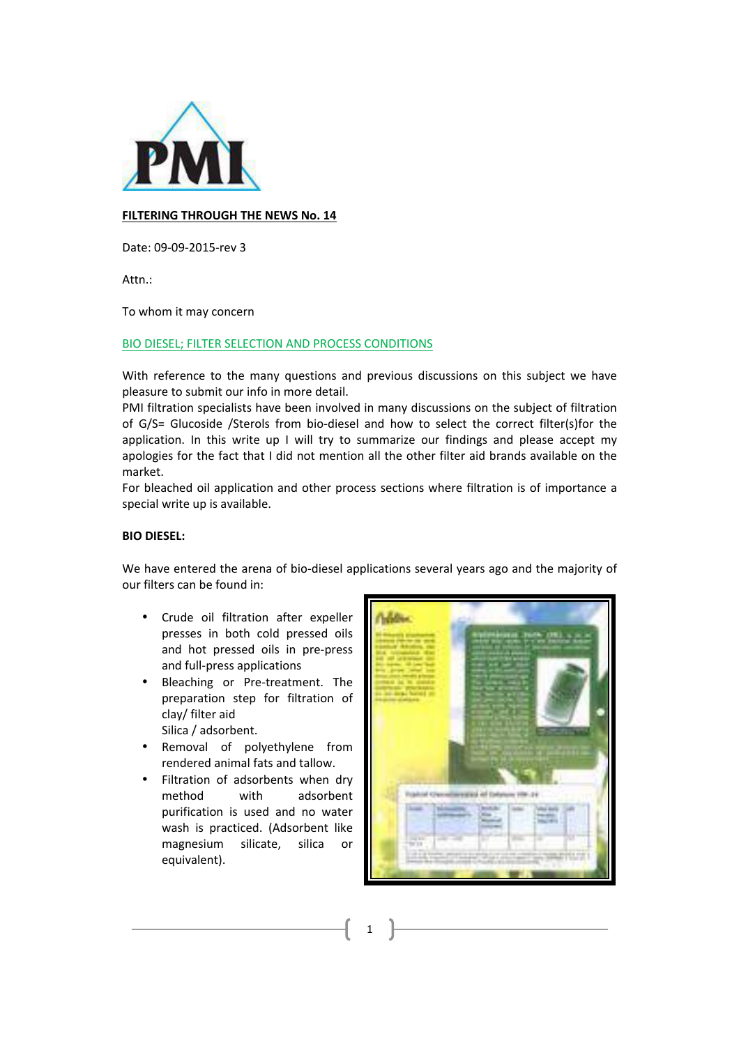**FILTERING THROUGH THE NEWS No. 14**

Date: 09-09-2015-rev 3

Attn.:

To whom it may concern

BIO DIESEL; FILTER SELECTION AND PROCESS CONDITIONS

With reference to the many questions and previous discussions on this subject we have pleasure to submit our info in more detail.
PMI filtration specialists have been involved in many discussions on the subject of filtration of G/S= Glucoside /Sterols from bio-diesel and how to select the correct filter(s)for the application. In this write up I will try to summarize our findings and please accept my apologies for the fact that I did not mention all the other filter aid brands available on the market.
For bleached oil application and other process sections where filtration is of importance a special write up is available.

**BIO DIESEL:**

We have entered the arena of bio-diesel applications several years ago and the majority of our filters can be found in:

- Crude oil filtration after expeller presses in both cold pressed oils and hot pressed oils in pre-press and full-press applications
- Bleaching or Pre-treatment. The preparation step for filtration of clay/ filter aid Silica / adsorbent.
- Removal of polyethylene from rendered animal fats and tallow.
- Filtration of adsorbents when dry method with adsorbent purification is used and no water wash is practiced. (Adsorbent like magnesium silicate, silica or equivalent).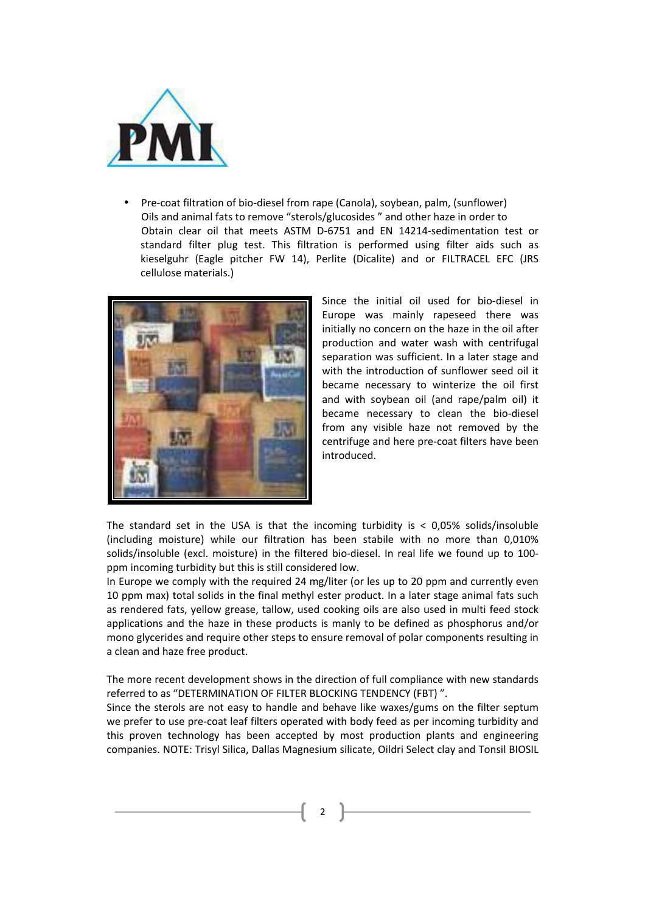- Pre-coat filtration of bio-diesel from rape (Canola), soybean, palm, (sunflower) Oils and animal fats to remove "sterols/glucosides " and other haze in order to Obtain clear oil that meets ASTM D-6751 and EN 14214-sedimentation test or standard filter plug test. This filtration is performed using filter aids such as kieselguhr (Eagle pitcher FW 14), Perlite (Dicalite) and or FILTRACEL EFC (JRS cellulose materials.)

Since the initial oil used for bio-diesel in Europe was mainly rapeseed there was initially no concern on the haze in the oil after production and water wash with centrifugal separation was sufficient. In a later stage and with the introduction of sunflower seed oil it became necessary to winterize the oil first and with soybean oil (and rape/palm oil) it became necessary to clean the bio-diesel from any visible haze not removed by the centrifuge and here pre-coat filters have been introduced.

The standard set in the USA is that the incoming turbidity is < 0,05% solids/insoluble (including moisture) while our filtration has been stabile with no more than 0,010% solids/insoluble (excl. moisture) in the filtered bio-diesel. In real life we found up to 100-ppm incoming turbidity but this is still considered low.
In Europe we comply with the required 24 mg/liter (or les up to 20 ppm and currently even 10 ppm max) total solids in the final methyl ester product. In a later stage animal fats such as rendered fats, yellow grease, tallow, used cooking oils are also used in multi feed stock applications and the haze in these products is manly to be defined as phosphorus and/or mono glycerides and require other steps to ensure removal of polar components resulting in a clean and haze free product.

The more recent development shows in the direction of full compliance with new standards referred to as "DETERMINATION OF FILTER BLOCKING TENDENCY (FBT) ".
Since the sterols are not easy to handle and behave like waxes/gums on the filter septum we prefer to use pre-coat leaf filters operated with body feed as per incoming turbidity and this proven technology has been accepted by most production plants and engineering companies. NOTE: Trisyl Silica, Dallas Magnesium silicate, Oildri Select clay and Tonsil BIOSIL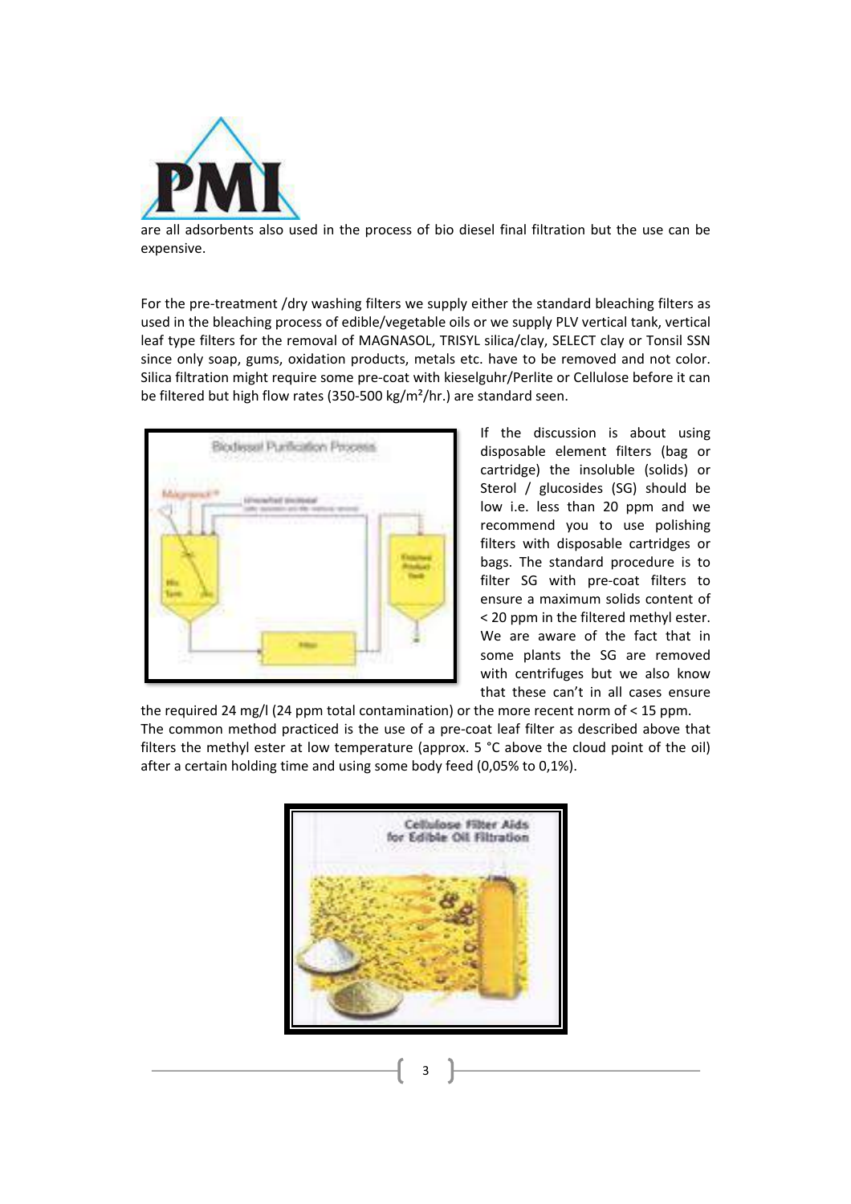are all adsorbents also used in the process of bio diesel final filtration but the use can be expensive.

For the pre-treatment /dry washing filters we supply either the standard bleaching filters as used in the bleaching process of edible/vegetable oils or we supply PLV vertical tank, vertical leaf type filters for the removal of MAGNASOL, TRISYL silica/clay, SELECT clay or Tonsil SSN since only soap, gums, oxidation products, metals etc. have to be removed and not color. Silica filtration might require some pre-coat with kieselguhr/Perlite or Cellulose before it can be filtered but high flow rates (350-500 kg/m²/hr.) are standard seen.

If the discussion is about using disposable element filters (bag or cartridge) the insoluble (solids) or Sterol / glucosides (SG) should be low i.e. less than 20 ppm and we recommend you to use polishing filters with disposable cartridges or bags. The standard procedure is to filter SG with pre-coat filters to ensure a maximum solids content of < 20 ppm in the filtered methyl ester. We are aware of the fact that in some plants the SG are removed with centrifuges but we also know that these can't in all cases ensure the required 24 mg/l (24 ppm total contamination) or the more recent norm of < 15 ppm. The common method practiced is the use of a pre-coat leaf filter as described above that filters the methyl ester at low temperature (approx. 5 °C above the cloud point of the oil) after a certain holding time and using some body feed (0,05% to 0,1%).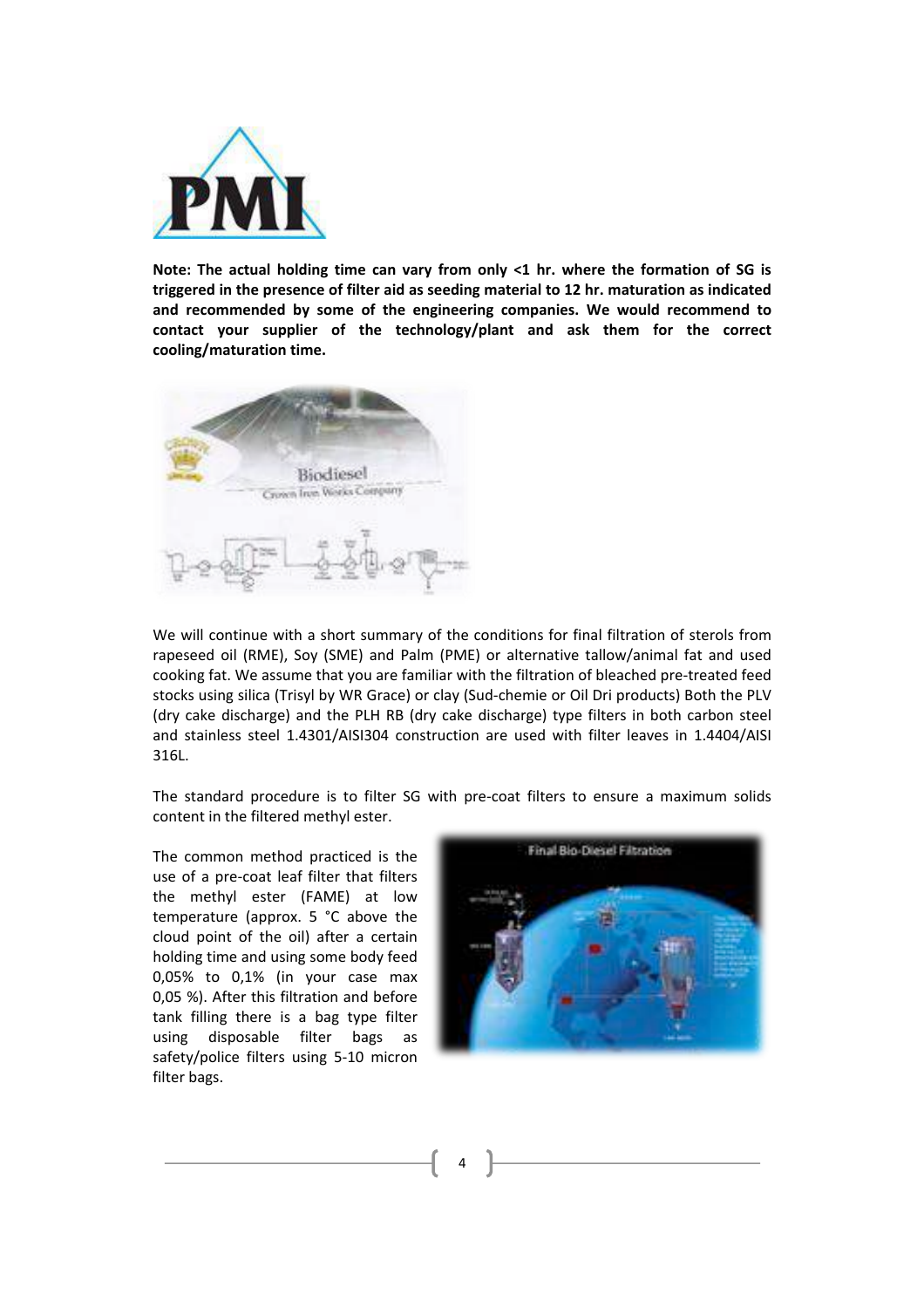**Note: The actual holding time can vary from only <1 hr. where the formation of SG is triggered in the presence of filter aid as seeding material to 12 hr. maturation as indicated and recommended by some of the engineering companies. We would recommend to contact your supplier of the technology/plant and ask them for the correct cooling/maturation time.**

We will continue with a short summary of the conditions for final filtration of sterols from rapeseed oil (RME), Soy (SME) and Palm (PME) or alternative tallow/animal fat and used cooking fat. We assume that you are familiar with the filtration of bleached pre-treated feed stocks using silica (Trisyl by WR Grace) or clay (Sud-chemie or Oil Dri products) Both the PLV (dry cake discharge) and the PLH RB (dry cake discharge) type filters in both carbon steel and stainless steel 1.4301/AISI304 construction are used with filter leaves in 1.4404/AISI 316L.

The standard procedure is to filter SG with pre-coat filters to ensure a maximum solids content in the filtered methyl ester.

The common method practiced is the use of a pre-coat leaf filter that filters the methyl ester (FAME) at low temperature (approx. 5 °C above the cloud point of the oil) after a certain holding time and using some body feed 0,05% to 0,1% (in your case max 0,05 %). After this filtration and before tank filling there is a bag type filter using disposable filter bags as safety/police filters using 5-10 micron filter bags.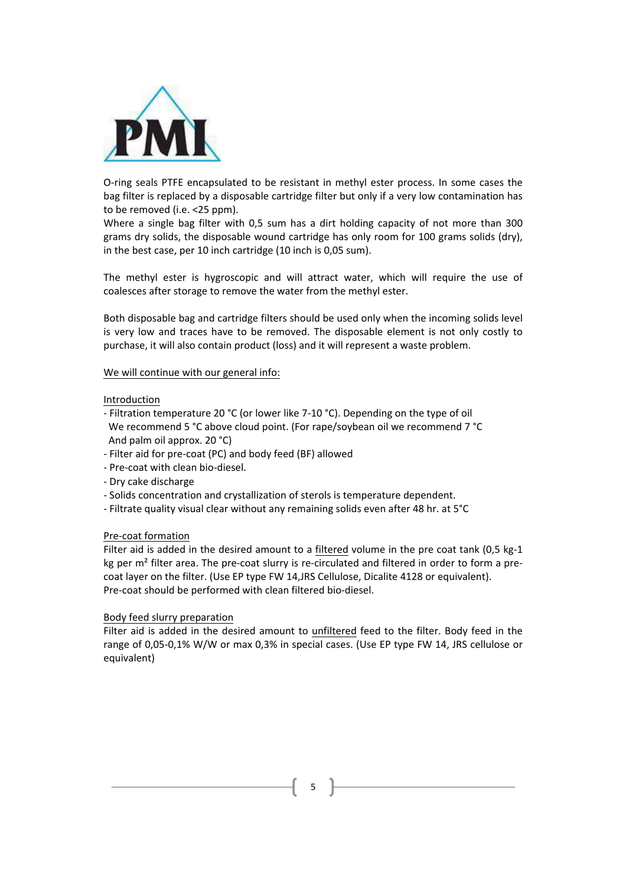O-ring seals PTFE encapsulated to be resistant in methyl ester process. In some cases the bag filter is replaced by a disposable cartridge filter but only if a very low contamination has to be removed (i.e. <25 ppm).
Where a single bag filter with 0,5 sum has a dirt holding capacity of not more than 300 grams dry solids, the disposable wound cartridge has only room for 100 grams solids (dry), in the best case, per 10 inch cartridge (10 inch is 0,05 sum).

The methyl ester is hygroscopic and will attract water, which will require the use of coalesces after storage to remove the water from the methyl ester.

Both disposable bag and cartridge filters should be used only when the incoming solids level is very low and traces have to be removed. The disposable element is not only costly to purchase, it will also contain product (loss) and it will represent a waste problem.

<u>We will continue with our general info:</u>

<u>Introduction</u>

- Filtration temperature 20 °C (or lower like 7-10 °C). Depending on the type of oil
  We recommend 5 °C above cloud point. (For rape/soybean oil we recommend 7 °C
  And palm oil approx. 20 °C)
- Filter aid for pre-coat (PC) and body feed (BF) allowed
- Pre-coat with clean bio-diesel.
- Dry cake discharge
- Solids concentration and crystallization of sterols is temperature dependent.
- Filtrate quality visual clear without any remaining solids even after 48 hr. at 5°C

<u>Pre-coat formation</u>

Filter aid is added in the desired amount to a <u>filtered</u> volume in the pre coat tank (0,5 kg-1 kg per m² filter area. The pre-coat slurry is re-circulated and filtered in order to form a pre-coat layer on the filter. (Use EP type FW 14,JRS Cellulose, Dicalite 4128 or equivalent).
Pre-coat should be performed with clean filtered bio-diesel.

<u>Body feed slurry preparation</u>

Filter aid is added in the desired amount to <u>unfiltered</u> feed to the filter. Body feed in the range of 0,05-0,1% W/W or max 0,3% in special cases. (Use EP type FW 14, JRS cellulose or equivalent)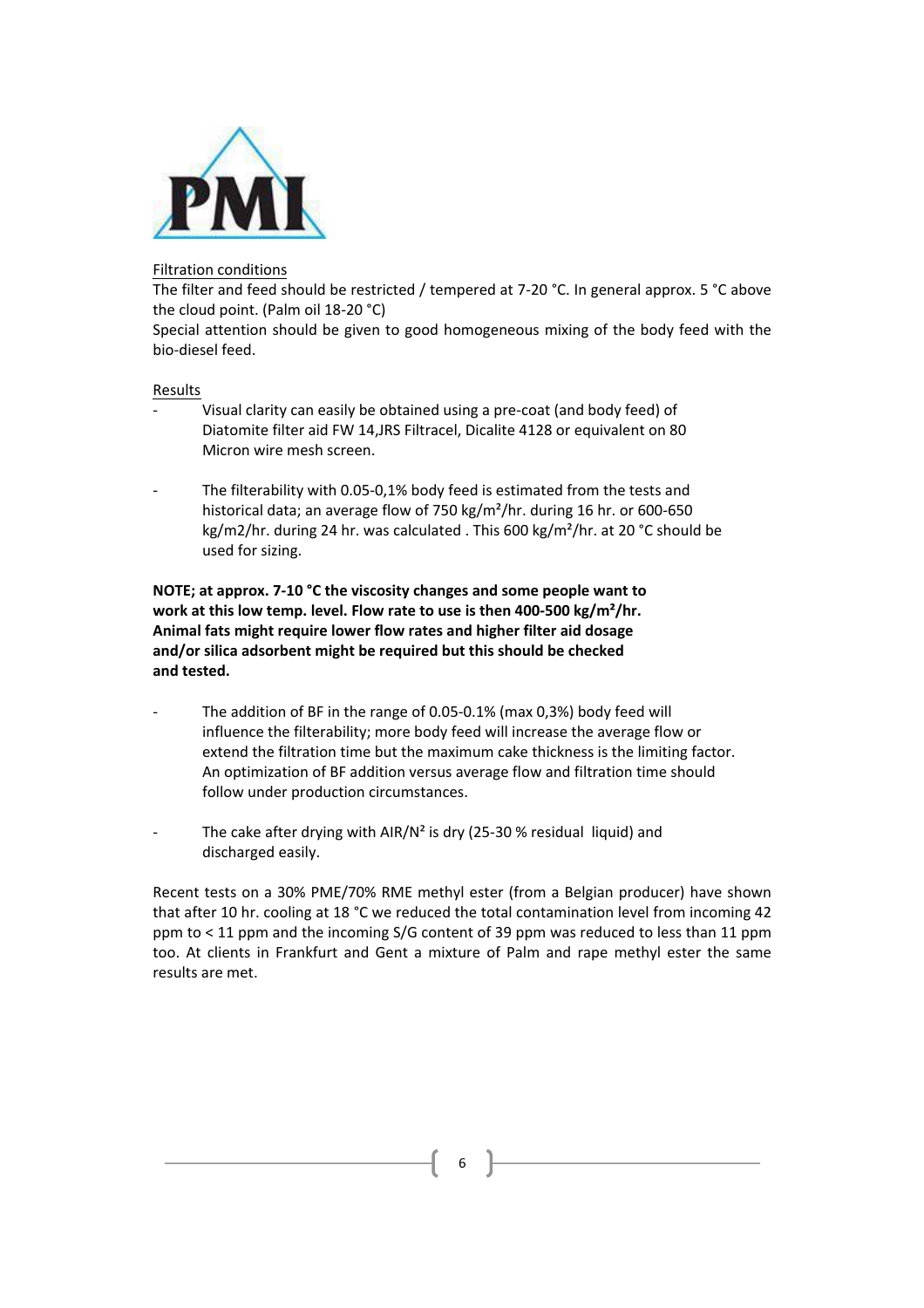Filtration conditions

The filter and feed should be restricted / tempered at 7-20 °C. In general approx. 5 °C above the cloud point. (Palm oil 18-20 °C)

Special attention should be given to good homogeneous mixing of the body feed with the bio-diesel feed.

Results

- Visual clarity can easily be obtained using a pre-coat (and body feed) of Diatomite filter aid FW 14,JRS Filtracel, Dicalite 4128 or equivalent on 80 Micron wire mesh screen.

- The filterability with 0.05-0,1% body feed is estimated from the tests and historical data; an average flow of 750 kg/m²/hr. during 16 hr. or 600-650 kg/m2/hr. during 24 hr. was calculated . This 600 kg/m²/hr. at 20 °C should be used for sizing.

**NOTE; at approx. 7-10 °C the viscosity changes and some people want to work at this low temp. level. Flow rate to use is then 400-500 kg/m²/hr. Animal fats might require lower flow rates and higher filter aid dosage and/or silica adsorbent might be required but this should be checked and tested.**

- The addition of BF in the range of 0.05-0.1% (max 0,3%) body feed will influence the filterability; more body feed will increase the average flow or extend the filtration time but the maximum cake thickness is the limiting factor. An optimization of BF addition versus average flow and filtration time should follow under production circumstances.

- The cake after drying with AIR/N² is dry (25-30 % residual liquid) and discharged easily.

Recent tests on a 30% PME/70% RME methyl ester (from a Belgian producer) have shown that after 10 hr. cooling at 18 °C we reduced the total contamination level from incoming 42 ppm to < 11 ppm and the incoming S/G content of 39 ppm was reduced to less than 11 ppm too. At clients in Frankfurt and Gent a mixture of Palm and rape methyl ester the same results are met.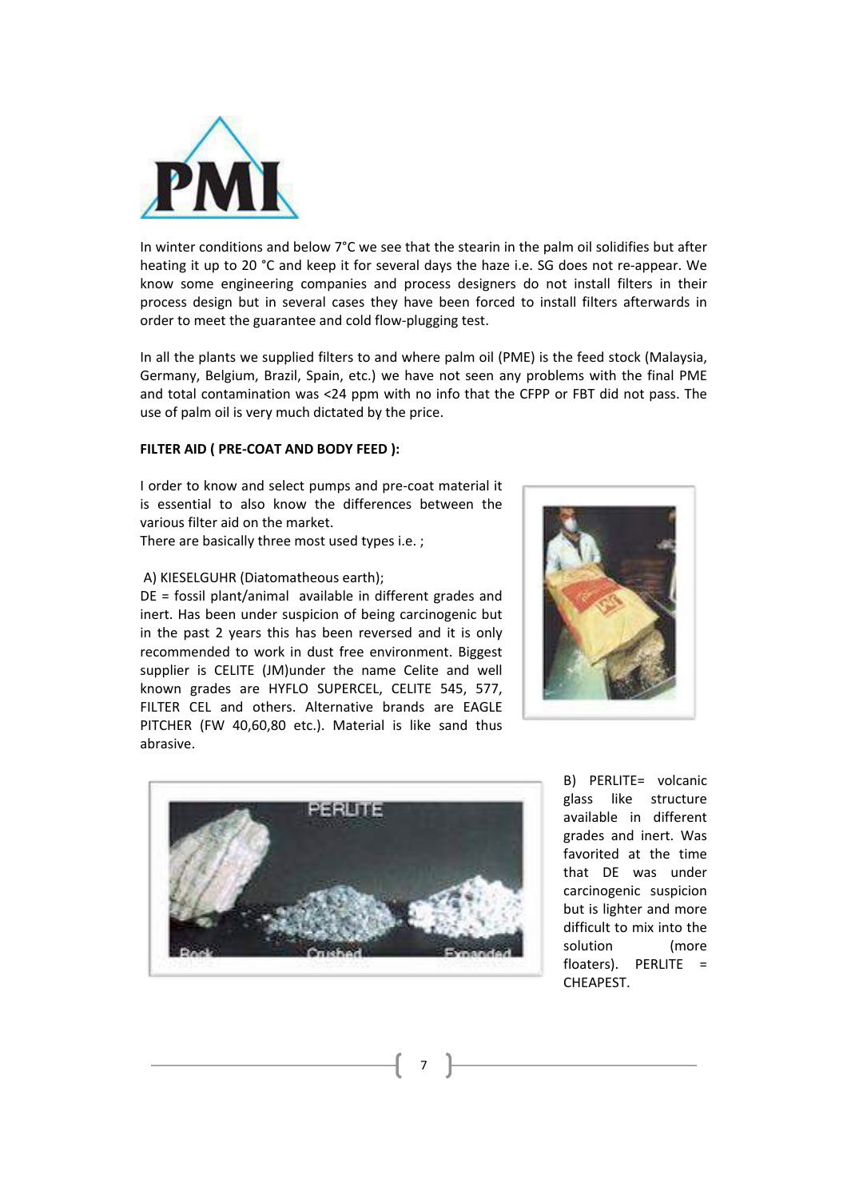In winter conditions and below 7°C we see that the stearin in the palm oil solidifies but after heating it up to 20 °C and keep it for several days the haze i.e. SG does not re-appear. We know some engineering companies and process designers do not install filters in their process design but in several cases they have been forced to install filters afterwards in order to meet the guarantee and cold flow-plugging test.

In all the plants we supplied filters to and where palm oil (PME) is the feed stock (Malaysia, Germany, Belgium, Brazil, Spain, etc.) we have not seen any problems with the final PME and total contamination was <24 ppm with no info that the CFPP or FBT did not pass. The use of palm oil is very much dictated by the price.

**FILTER AID ( PRE-COAT AND BODY FEED ):**

I order to know and select pumps and pre-coat material it is essential to also know the differences between the various filter aid on the market.
There are basically three most used types i.e. ;

A) KIESELGUHR (Diatomatheous earth);
DE = fossil plant/animal available in different grades and inert. Has been under suspicion of being carcinogenic but in the past 2 years this has been reversed and it is only recommended to work in dust free environment. Biggest supplier is CELITE (JM)under the name Celite and well known grades are HYFLO SUPERCEL, CELITE 545, 577, FILTER CEL and others. Alternative brands are EAGLE PITCHER (FW 40,60,80 etc.). Material is like sand thus abrasive.

B) PERLITE= volcanic glass like structure available in different grades and inert. Was favorited at the time that DE was under carcinogenic suspicion but is lighter and more difficult to mix into the solution (more floaters). PERLITE = CHEAPEST.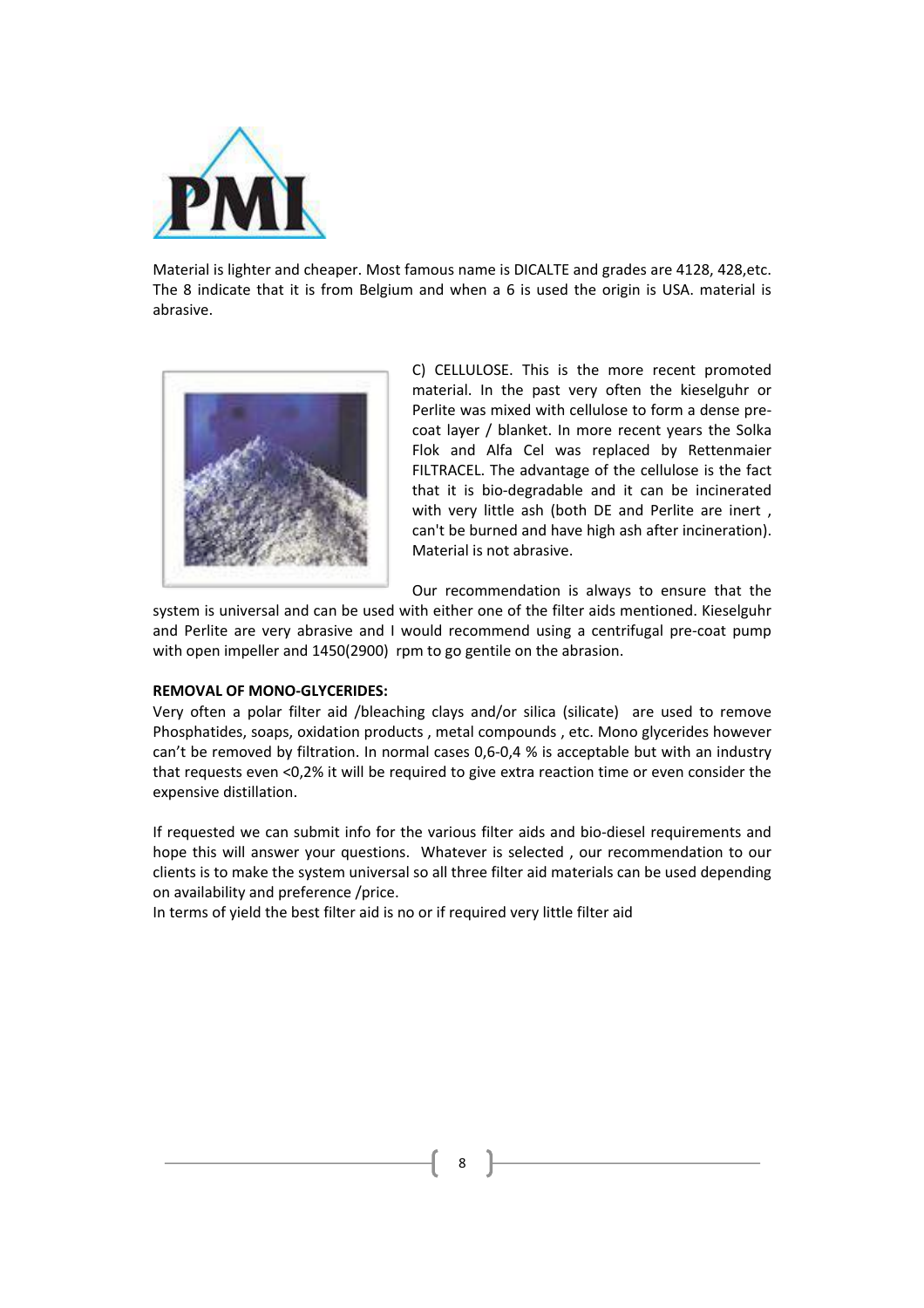Material is lighter and cheaper. Most famous name is DICALTE and grades are 4128, 428,etc. The 8 indicate that it is from Belgium and when a 6 is used the origin is USA. material is abrasive.

C) CELLULOSE. This is the more recent promoted material. In the past very often the kieselguhr or Perlite was mixed with cellulose to form a dense pre-coat layer / blanket. In more recent years the Solka Flok and Alfa Cel was replaced by Rettenmaier FILTRACEL. The advantage of the cellulose is the fact that it is bio-degradable and it can be incinerated with very little ash (both DE and Perlite are inert , can't be burned and have high ash after incineration). Material is not abrasive.

Our recommendation is always to ensure that the system is universal and can be used with either one of the filter aids mentioned. Kieselguhr and Perlite are very abrasive and I would recommend using a centrifugal pre-coat pump with open impeller and 1450(2900) rpm to go gentile on the abrasion.

**REMOVAL OF MONO-GLYCERIDES:**

Very often a polar filter aid /bleaching clays and/or silica (silicate) are used to remove Phosphatides, soaps, oxidation products , metal compounds , etc. Mono glycerides however can't be removed by filtration. In normal cases 0,6-0,4 % is acceptable but with an industry that requests even <0,2% it will be required to give extra reaction time or even consider the expensive distillation.

If requested we can submit info for the various filter aids and bio-diesel requirements and hope this will answer your questions. Whatever is selected , our recommendation to our clients is to make the system universal so all three filter aid materials can be used depending on availability and preference /price.

In terms of yield the best filter aid is no or if required very little filter aid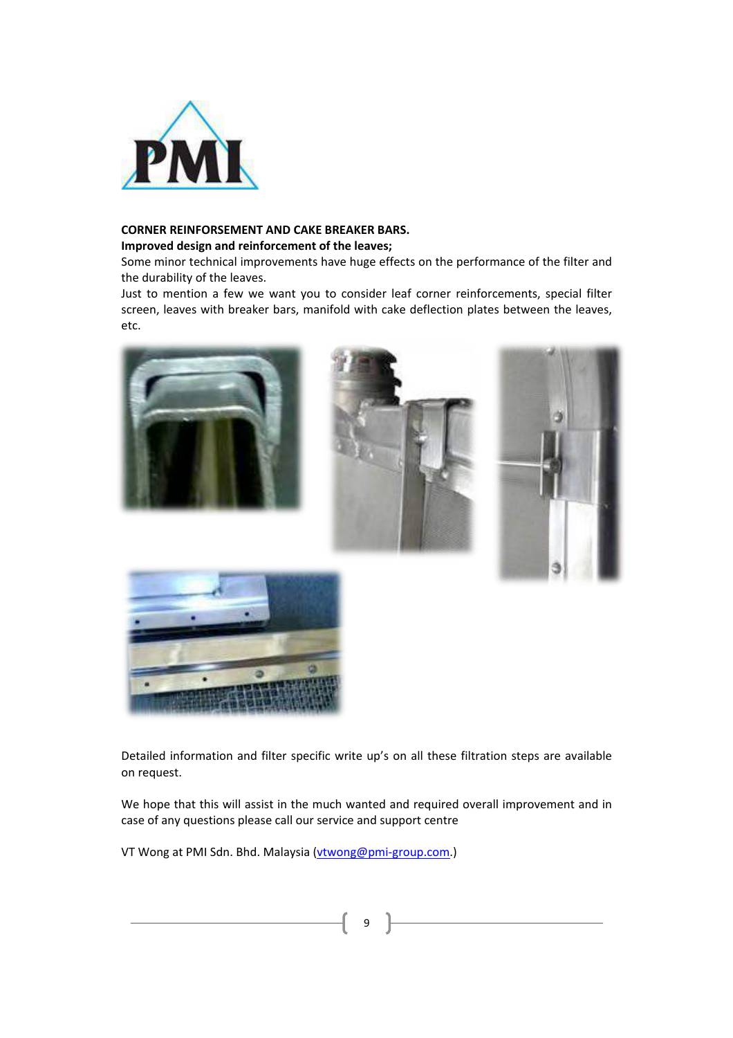**CORNER REINFORSEMENT AND CAKE BREAKER BARS.**

**Improved design and reinforcement of the leaves;**

Some minor technical improvements have huge effects on the performance of the filter and the durability of the leaves.

Just to mention a few we want you to consider leaf corner reinforcements, special filter screen, leaves with breaker bars, manifold with cake deflection plates between the leaves, etc.

Detailed information and filter specific write up's on all these filtration steps are available on request.

We hope that this will assist in the much wanted and required overall improvement and in case of any questions please call our service and support centre

VT Wong at PMI Sdn. Bhd. Malaysia (vtwong@pmi-group.com.)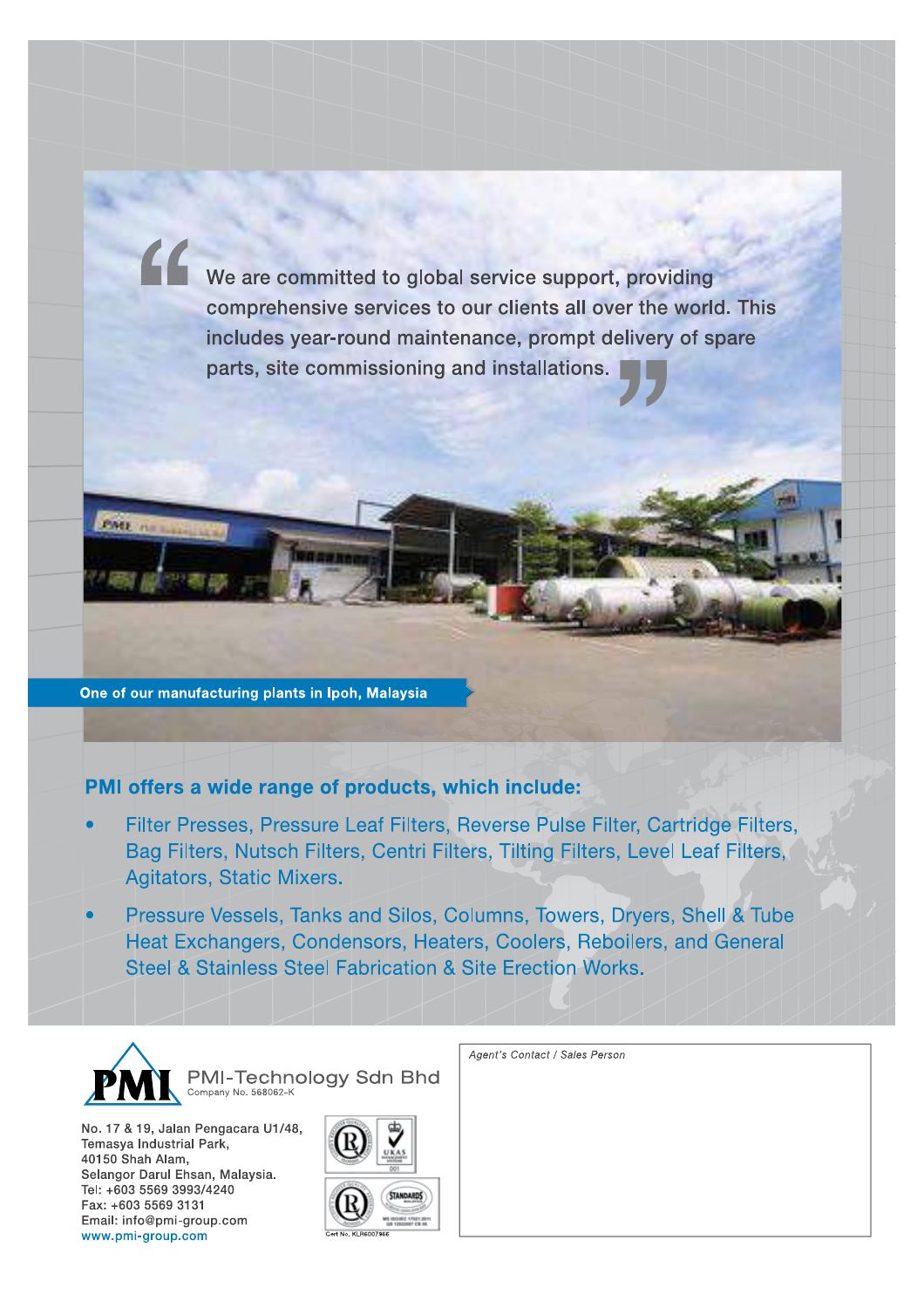> We are committed to global service support, providing comprehensive services to our clients all over the world. This includes year-round maintenance, prompt delivery of spare parts, site commissioning and installations.

**One of our manufacturing plants in Ipoh, Malaysia**

## PMI offers a wide range of products, which include:

- Filter Presses, Pressure Leaf Filters, Reverse Pulse Filter, Cartridge Filters, Bag Filters, Nutsch Filters, Centri Filters, Tilting Filters, Level Leaf Filters, Agitators, Static Mixers.
- Pressure Vessels, Tanks and Silos, Columns, Towers, Dryers, Shell & Tube Heat Exchangers, Condensors, Heaters, Coolers, Reboilers, and General Steel & Stainless Steel Fabrication & Site Erection Works.

**PMI-Technology Sdn Bhd**
Company No. 568062-K

No. 17 & 19, Jalan Pengacara U1/48,
Temasya Industrial Park,
40150 Shah Alam,
Selangor Darul Ehsan, Malaysia.
Tel: +603 5569 3993/4240
Fax: +603 5569 3131
Email: info@pmi-group.com
www.pmi-group.com

Cert No. KLR6007966

*Agent's Contact / Sales Person*